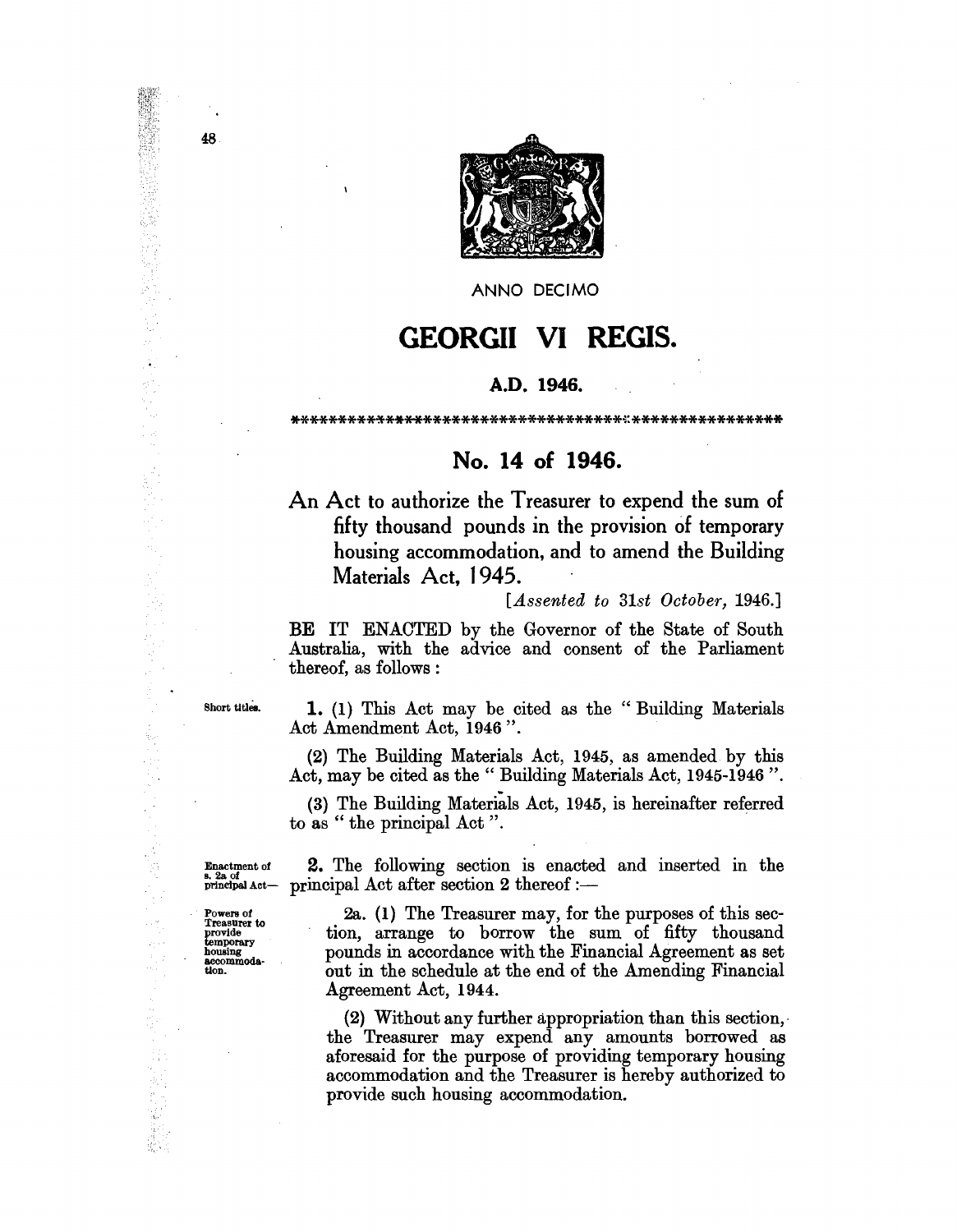ANNO DECIMO

# GEORGII VI REGIS.

**A.D. 1946.**

\*\*\*\*\*\*\*\*\*\*\*\*\*\*\*\*\*\*\*\*\*\*\*\*\*\*\*\*\*\*\*\*\*\*\*\*\*\*\*\*\*\*\*\*\*\*\*\*\*\*\*\*\*\*

## No. 14 of 1946.

An Act to authorize the Treasurer to expend the sum of fifty thousand pounds in the provision of temporary housing accommodation, and to amend the Building Materials Act, 1945.

[*Assented to 31st October, 1946.*]

BE IT ENACTED by the Governor of the State of South Australia, with the advice and consent of the Parliament thereof, as follows:

Short titles.

**1.** (1) This Act may be cited as the "Building Materials Act Amendment Act, 1946".

(2) The Building Materials Act, 1945, as amended by this Act, may be cited as the "Building Materials Act, 1945-1946".

(3) The Building Materials Act, 1945, is hereinafter referred to as "the principal Act".

Enactment of s. 2a of principal Act—

**2.** The following section is enacted and inserted in the principal Act after section 2 thereof:—

Powers of Treasurer to provide temporary housing accommodation.

2a. (1) The Treasurer may, for the purposes of this section, arrange to borrow the sum of fifty thousand pounds in accordance with the Financial Agreement as set out in the schedule at the end of the Amending Financial Agreement Act, 1944.

(2) Without any further appropriation than this section, the Treasurer may expend any amounts borrowed as aforesaid for the purpose of providing temporary housing accommodation and the Treasurer is hereby authorized to provide such housing accommodation.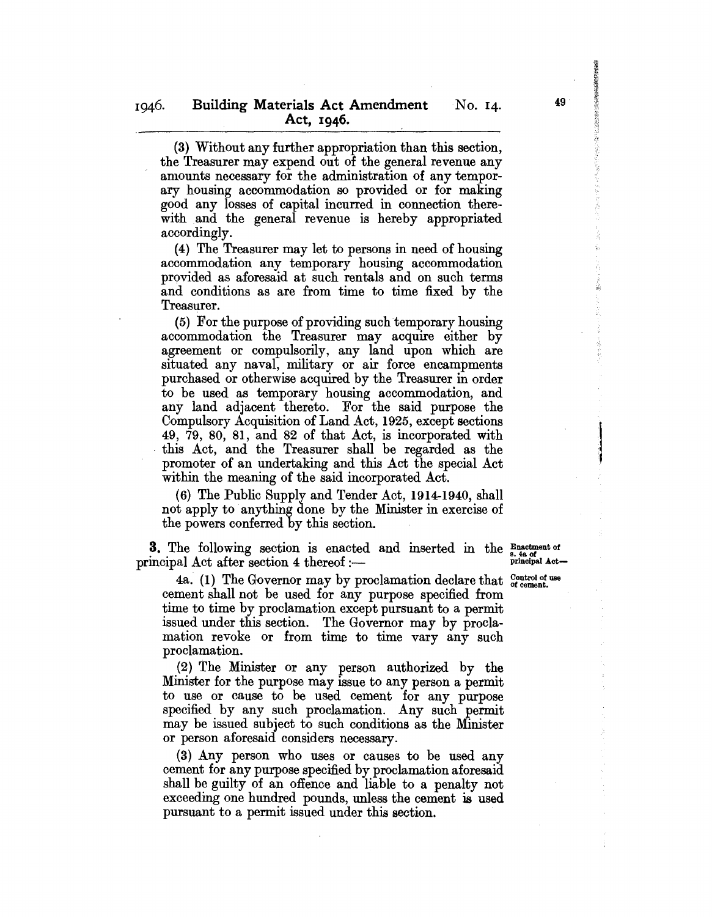(3) Without any further appropriation than this section, the Treasurer may expend out of the general revenue any amounts necessary for the administration of any temporary housing accommodation so provided or for making good any losses of capital incurred in connection therewith and the general revenue is hereby appropriated accordingly.

(4) The Treasurer may let to persons in need of housing accommodation any temporary housing accommodation provided as aforesaid at such rentals and on such terms and conditions as are from time to time fixed by the Treasurer.

(5) For the purpose of providing such temporary housing accommodation the Treasurer may acquire either by agreement or compulsorily, any land upon which are situated any naval, military or air force encampments purchased or otherwise acquired by the Treasurer in order to be used as temporary housing accommodation, and any land adjacent thereto. For the said purpose the Compulsory Acquisition of Land Act, 1925, except sections 49, 79, 80, 81, and 82 of that Act, is incorporated with this Act, and the Treasurer shall be regarded as the promoter of an undertaking and this Act the special Act within the meaning of the said incorporated Act.

(6) The Public Supply and Tender Act, 1914-1940, shall not apply to anything done by the Minister in exercise of the powers conferred by this section.

*Enactment of s. 4a of principal Act—*

**3.** The following section is enacted and inserted in the principal Act after section 4 thereof:—

*Control of use of cement.*

4a. (1) The Governor may by proclamation declare that cement shall not be used for any purpose specified from time to time by proclamation except pursuant to a permit issued under this section. The Governor may by proclamation revoke or from time to time vary any such proclamation.

(2) The Minister or any person authorized by the Minister for the purpose may issue to any person a permit to use or cause to be used cement for any purpose specified by any such proclamation. Any such permit may be issued subject to such conditions as the Minister or person aforesaid considers necessary.

(3) Any person who uses or causes to be used any cement for any purpose specified by proclamation aforesaid shall be guilty of an offence and liable to a penalty not exceeding one hundred pounds, unless the cement is used pursuant to a permit issued under this section.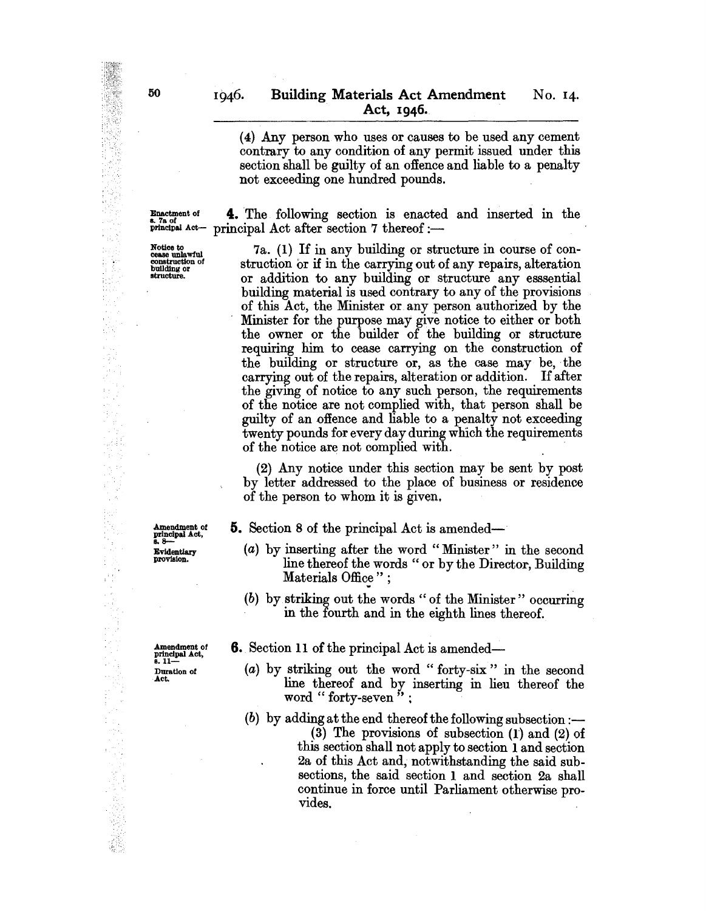(4) Any person who uses or causes to be used any cement contrary to any condition of any permit issued under this section shall be guilty of an offence and liable to a penalty not exceeding one hundred pounds.

*Enactment of s. 7a of principal Act—*

**4.** The following section is enacted and inserted in the principal Act after section 7 thereof :—

*Notice to cease unlawful construction of building or structure.*

7a. (1) If in any building or structure in course of construction or if in the carrying out of any repairs, alteration or addition to any building or structure any esssential building material is used contrary to any of the provisions of this Act, the Minister or any person authorized by the Minister for the purpose may give notice to either or both the owner or the builder of the building or structure requiring him to cease carrying on the construction of the building or structure or, as the case may be, the carrying out of the repairs, alteration or addition. If after the giving of notice to any such person, the requirements of the notice are not complied with, that person shall be guilty of an offence and liable to a penalty not exceeding twenty pounds for every day during which the requirements of the notice are not complied with.

(2) Any notice under this section may be sent by post by letter addressed to the place of business or residence of the person to whom it is given.

*Amendment of principal Act, s. 8— Evidentiary provision.*

**5.** Section 8 of the principal Act is amended—

(*a*) by inserting after the word "Minister" in the second line thereof the words "or by the Director, Building Materials Office";

(*b*) by striking out the words "of the Minister" occurring in the fourth and in the eighth lines thereof.

*Amendment of principal Act, s. 11— Duration of Act.*

**6.** Section 11 of the principal Act is amended—

(*a*) by striking out the word "forty-six" in the second line thereof and by inserting in lieu thereof the word "forty-seven";

(*b*) by adding at the end thereof the following subsection :—

(3) The provisions of subsection (1) and (2) of this section shall not apply to section 1 and section 2a of this Act and, notwithstanding the said subsections, the said section 1 and section 2a shall continue in force until Parliament otherwise provides.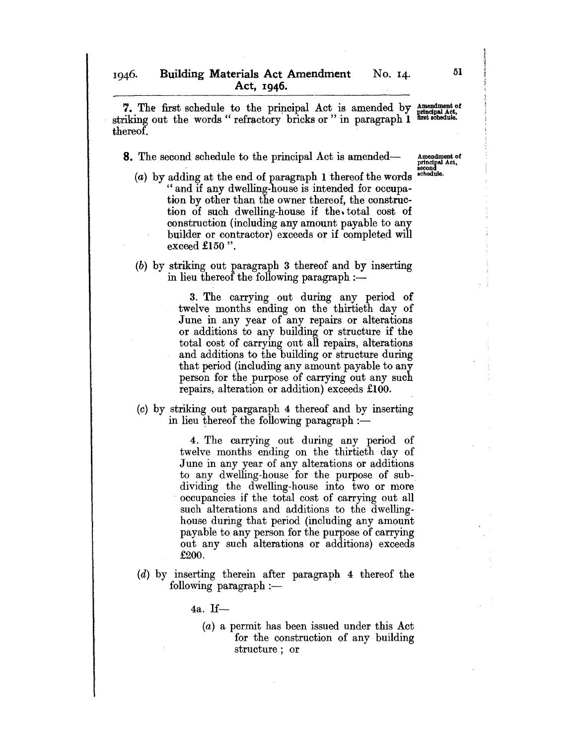**7.** The first schedule to the principal Act is amended by striking out the words " refractory bricks or " in paragraph 1 thereof.

*Amendment of principal Act, first schedule.*

**8.** The second schedule to the principal Act is amended—

*Amendment of principal Act, second schedule.*

(*a*) by adding at the end of paragraph 1 thereof the words " and if any dwelling-house is intended for occupation by other than the owner thereof, the construction of such dwelling-house if the total cost of construction (including any amount payable to any builder or contractor) exceeds or if completed will exceed £150 ".

(*b*) by striking out paragraph 3 thereof and by inserting in lieu thereof the following paragraph :—

> 3. The carrying out during any period of twelve months ending on the thirtieth day of June in any year of any repairs or alterations or additions to any building or structure if the total cost of carrying out all repairs, alterations and additions to the building or structure during that period (including any amount payable to any person for the purpose of carrying out any such repairs, alteration or addition) exceeds £100.

(*c*) by striking out pargaraph 4 thereof and by inserting in lieu thereof the following paragraph :—

> 4. The carrying out during any period of twelve months ending on the thirtieth day of June in any year of any alterations or additions to any dwelling-house for the purpose of sub-dividing the dwelling-house into two or more occupancies if the total cost of carrying out all such alterations and additions to the dwelling-house during that period (including any amount payable to any person for the purpose of carrying out any such alterations or additions) exceeds £200.

(*d*) by inserting therein after paragraph 4 thereof the following paragraph :—

> 4a. If—
>
> (*a*) a permit has been issued under this Act for the construction of any building structure ; or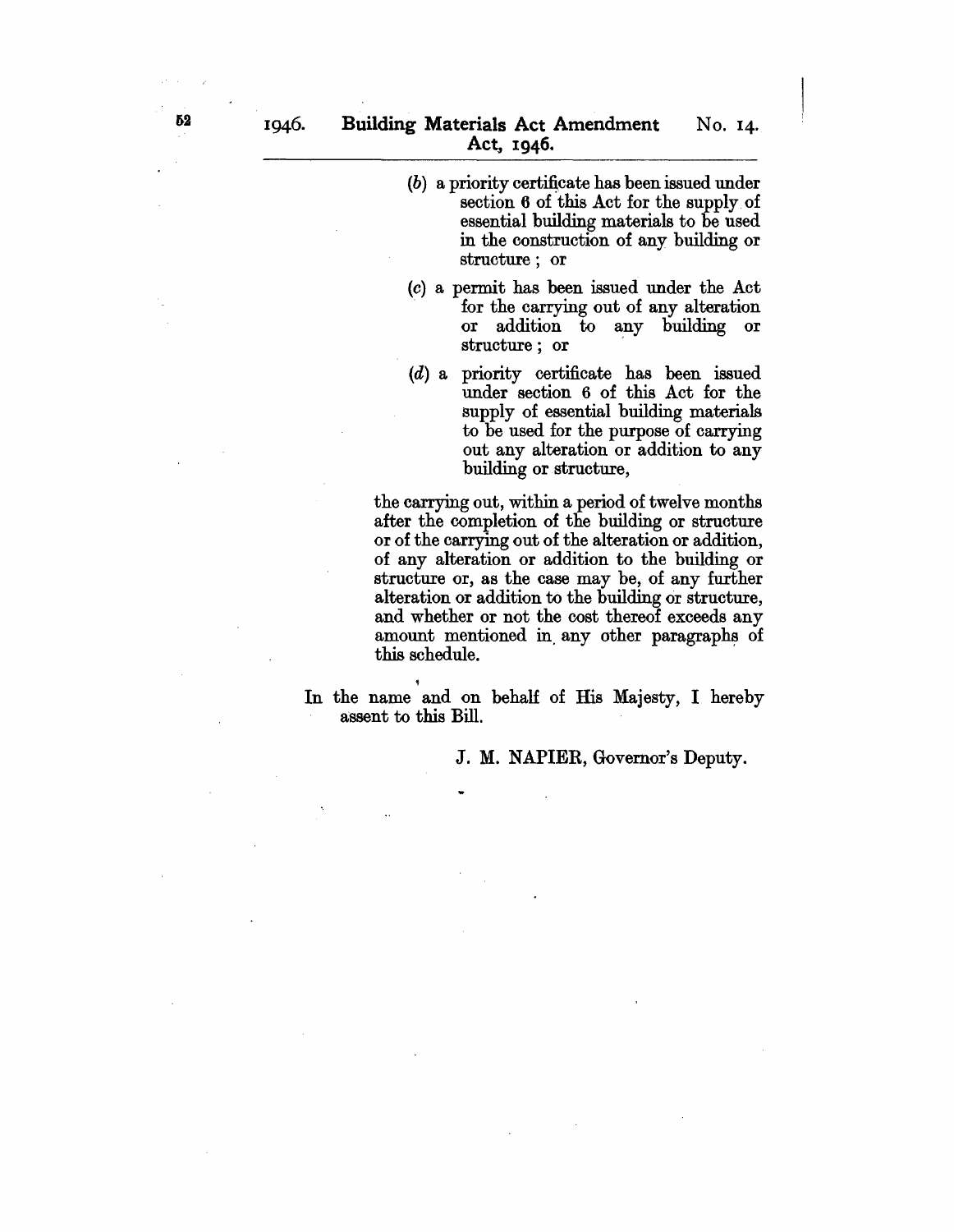(b) a priority certificate has been issued under section 6 of this Act for the supply of essential building materials to be used in the construction of any building or structure ; or

(c) a permit has been issued under the Act for the carrying out of any alteration or addition to any building or structure ; or

(d) a priority certificate has been issued under section 6 of this Act for the supply of essential building materials to be used for the purpose of carrying out any alteration or addition to any building or structure,

the carrying out, within a period of twelve months after the completion of the building or structure or of the carrying out of the alteration or addition, of any alteration or addition to the building or structure or, as the case may be, of any further alteration or addition to the building or structure, and whether or not the cost thereof exceeds any amount mentioned in any other paragraphs of this schedule.

In the name and on behalf of His Majesty, I hereby assent to this Bill.

J. M. NAPIER, Governor's Deputy.